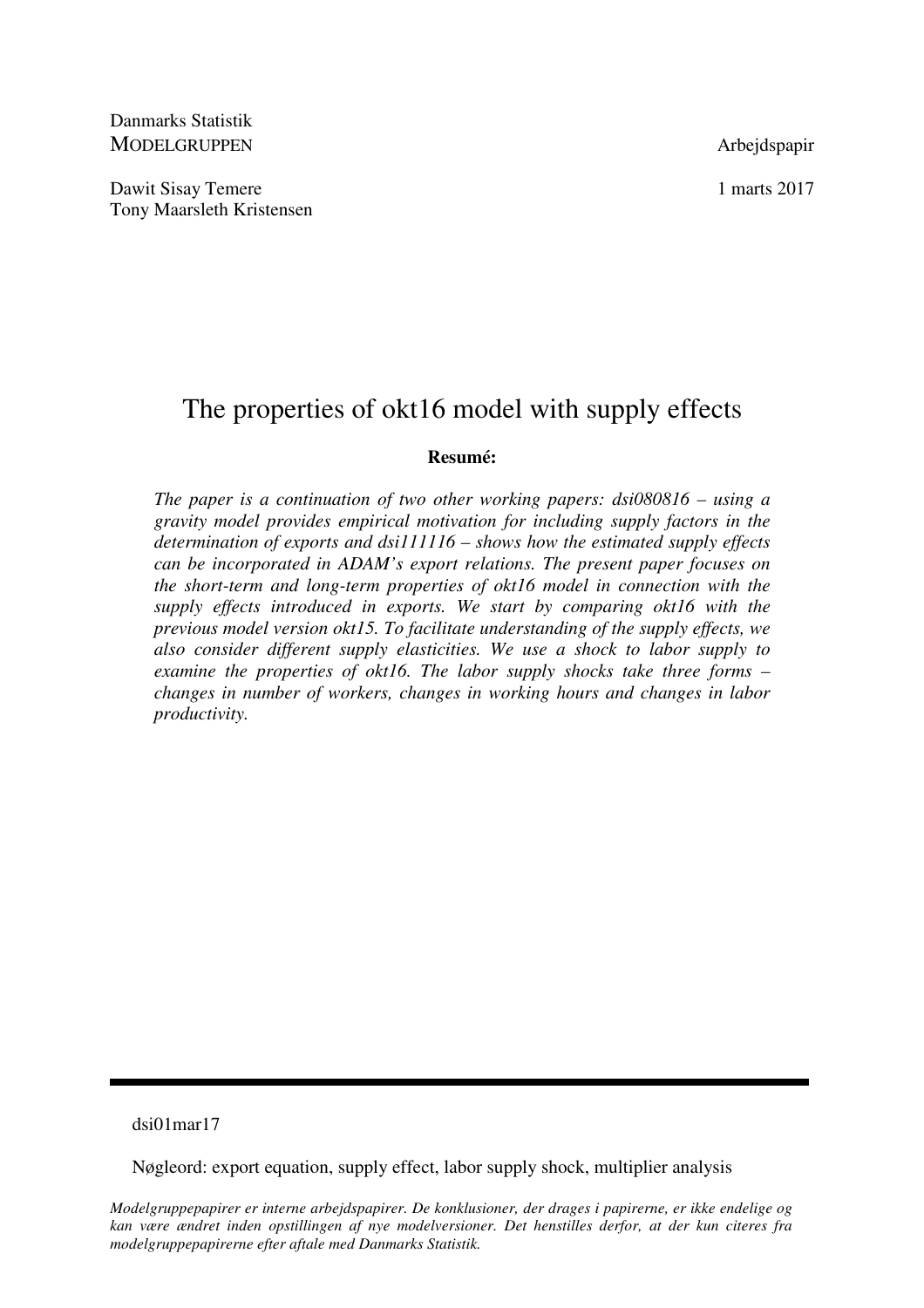Danmarks Statistik
MODELGRUPPEN

Arbejdspapir

Dawit Sisay Temere
Tony Maarsleth Kristensen

1 marts 2017

# The properties of okt16 model with supply effects

**Resumé:**

*The paper is a continuation of two other working papers: dsi080816 – using a gravity model provides empirical motivation for including supply factors in the determination of exports and dsi111116 – shows how the estimated supply effects can be incorporated in ADAM's export relations. The present paper focuses on the short-term and long-term properties of okt16 model in connection with the supply effects introduced in exports. We start by comparing okt16 with the previous model version okt15. To facilitate understanding of the supply effects, we also consider different supply elasticities. We use a shock to labor supply to examine the properties of okt16. The labor supply shocks take three forms – changes in number of workers, changes in working hours and changes in labor productivity.*

---

dsi01mar17

Nøgleord: export equation, supply effect, labor supply shock, multiplier analysis

*Modelgruppepapirer er interne arbejdspapirer. De konklusioner, der drages i papirerne, er ikke endelige og kan være ændret inden opstillingen af nye modelversioner. Det henstilles derfor, at der kun citeres fra modelgruppepapirerne efter aftale med Danmarks Statistik.*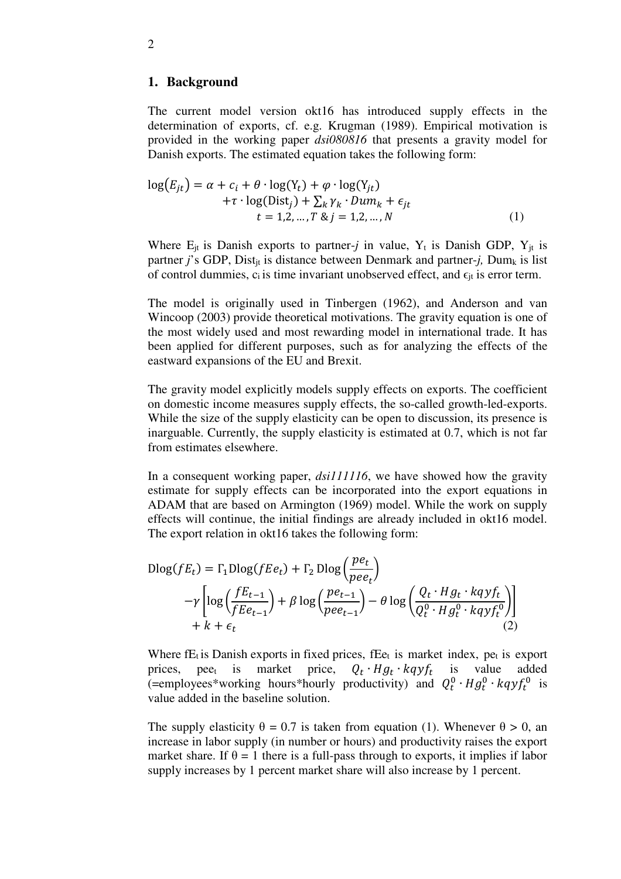## 1. Background

The current model version okt16 has introduced supply effects in the determination of exports, cf. e.g. Krugman (1989). Empirical motivation is provided in the working paper *dsi080816* that presents a gravity model for Danish exports. The estimated equation takes the following form:

$$
\begin{aligned}
\log(E_{jt}) = \alpha + c_i + \theta \cdot \log(\mathrm{Y}_t) + \varphi \cdot \log(\mathrm{Y}_{jt}) \\
+\tau \cdot \log(\mathrm{Dist}_j) + \textstyle\sum_k \gamma_k \cdot Dum_k + \epsilon_{jt} \\
t = 1,2,\dots,T \;\&\; j = 1,2,\dots,N
\end{aligned}
\tag{1}
$$

Where $E_{jt}$ is Danish exports to partner-*j* in value, $Y_t$ is Danish GDP, $Y_{jt}$ is partner *j*'s GDP, $Dist_{jt}$ is distance between Denmark and partner-*j*, $Dum_k$ is list of control dummies, $c_i$ is time invariant unobserved effect, and $\epsilon_{jt}$ is error term.

The model is originally used in Tinbergen (1962), and Anderson and van Wincoop (2003) provide theoretical motivations. The gravity equation is one of the most widely used and most rewarding model in international trade. It has been applied for different purposes, such as for analyzing the effects of the eastward expansions of the EU and Brexit.

The gravity model explicitly models supply effects on exports. The coefficient on domestic income measures supply effects, the so-called growth-led-exports. While the size of the supply elasticity can be open to discussion, its presence is inarguable. Currently, the supply elasticity is estimated at 0.7, which is not far from estimates elsewhere.

In a consequent working paper, *dsi111116*, we have showed how the gravity estimate for supply effects can be incorporated into the export equations in ADAM that are based on Armington (1969) model. While the work on supply effects will continue, the initial findings are already included in okt16 model. The export relation in okt16 takes the following form:

$$
\begin{aligned}
\mathrm{Dlog}(fE_t) = \Gamma_1 \mathrm{Dlog}(fEe_t) + \Gamma_2\, \mathrm{Dlog}\left(\frac{pe_t}{pee_t}\right) \\
-\gamma \left[\log\left(\frac{fE_{t-1}}{fEe_{t-1}}\right) + \beta \log\left(\frac{pe_{t-1}}{pee_{t-1}}\right) - \theta \log\left(\frac{Q_t \cdot Hg_t \cdot kqyf_t}{Q_t^0 \cdot Hg_t^0 \cdot kqyf_t^0}\right)\right] \\
+ k + \epsilon_t
\end{aligned}
\tag{2}
$$

Where $fE_t$ is Danish exports in fixed prices, $fEe_t$ is market index, $pe_t$ is export prices, $pee_t$ is market price, $Q_t \cdot Hg_t \cdot kqyf_t$ is value added (=employees\*working hours\*hourly productivity) and $Q_t^0 \cdot Hg_t^0 \cdot kqyf_t^0$ is value added in the baseline solution.

The supply elasticity $\theta = 0.7$ is taken from equation (1). Whenever $\theta > 0$, an increase in labor supply (in number or hours) and productivity raises the export market share. If $\theta = 1$ there is a full-pass through to exports, it implies if labor supply increases by 1 percent market share will also increase by 1 percent.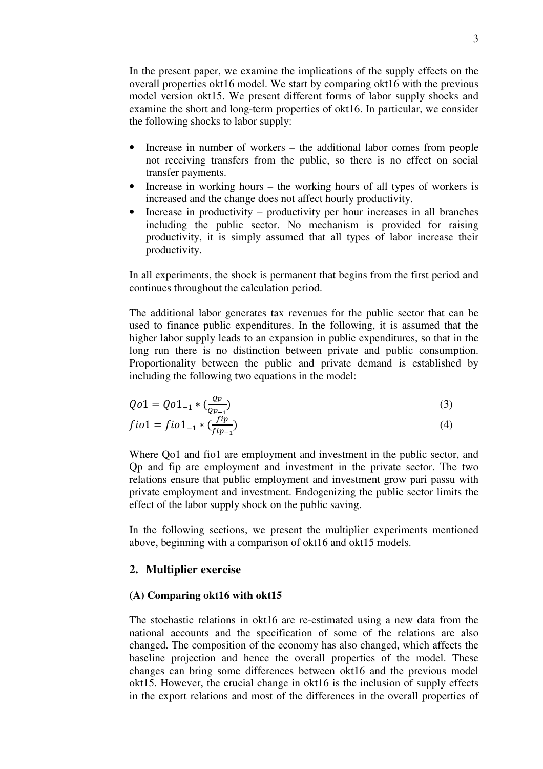In the present paper, we examine the implications of the supply effects on the overall properties okt16 model. We start by comparing okt16 with the previous model version okt15. We present different forms of labor supply shocks and examine the short and long-term properties of okt16. In particular, we consider the following shocks to labor supply:

- Increase in number of workers – the additional labor comes from people not receiving transfers from the public, so there is no effect on social transfer payments.
- Increase in working hours – the working hours of all types of workers is increased and the change does not affect hourly productivity.
- Increase in productivity – productivity per hour increases in all branches including the public sector. No mechanism is provided for raising productivity, it is simply assumed that all types of labor increase their productivity.

In all experiments, the shock is permanent that begins from the first period and continues throughout the calculation period.

The additional labor generates tax revenues for the public sector that can be used to finance public expenditures. In the following, it is assumed that the higher labor supply leads to an expansion in public expenditures, so that in the long run there is no distinction between private and public consumption. Proportionality between the public and private demand is established by including the following two equations in the model:

$$Qo1 = Qo1_{-1} * \left(\frac{Qp}{Qp_{-1}}\right) \tag{3}$$

$$fio1 = fio1_{-1} * \left(\frac{fip}{fip_{-1}}\right) \tag{4}$$

Where Qo1 and fio1 are employment and investment in the public sector, and Qp and fip are employment and investment in the private sector. The two relations ensure that public employment and investment grow pari passu with private employment and investment. Endogenizing the public sector limits the effect of the labor supply shock on the public saving.

In the following sections, we present the multiplier experiments mentioned above, beginning with a comparison of okt16 and okt15 models.

## 2. Multiplier exercise

### (A) Comparing okt16 with okt15

The stochastic relations in okt16 are re-estimated using a new data from the national accounts and the specification of some of the relations are also changed. The composition of the economy has also changed, which affects the baseline projection and hence the overall properties of the model. These changes can bring some differences between okt16 and the previous model okt15. However, the crucial change in okt16 is the inclusion of supply effects in the export relations and most of the differences in the overall properties of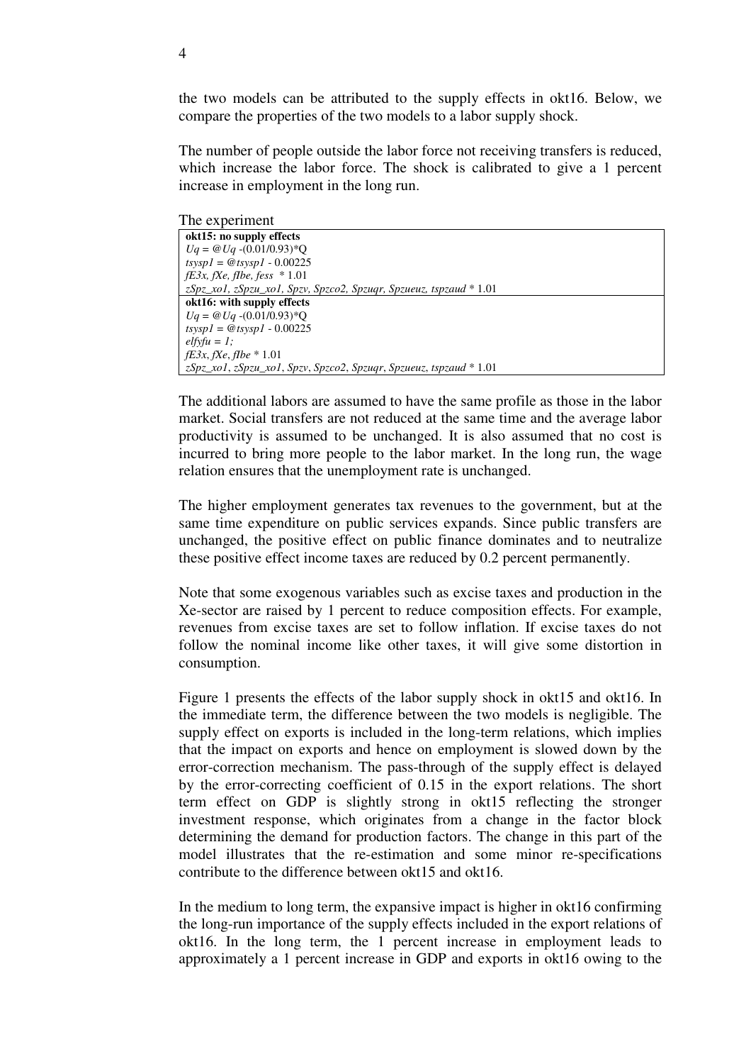the two models can be attributed to the supply effects in okt16. Below, we compare the properties of the two models to a labor supply shock.

The number of people outside the labor force not receiving transfers is reduced, which increase the labor force. The shock is calibrated to give a 1 percent increase in employment in the long run.

The experiment

| **okt15: no supply effects** |
|---|
| *Uq = @Uq -(0.01/0.93)\*Q* |
| *tsysp1 = @tsysp1 - 0.00225* |
| *fE3x, fXe, fIbe, fess \* 1.01* |
| *zSpz_xo1, zSpzu_xo1, Spzv, Spzco2, Spzuqr, Spzueuz, tspzaud \* 1.01* |
| **okt16: with supply effects** |
| *Uq = @Uq -(0.01/0.93)\*Q* |
| *tsysp1 = @tsysp1 - 0.00225* |
| *elfyfu = 1;* |
| *fE3x, fXe, fIbe \* 1.01* |
| *zSpz_xo1, zSpzu_xo1, Spzv, Spzco2, Spzuqr, Spzueuz, tspzaud \* 1.01* |

The additional labors are assumed to have the same profile as those in the labor market. Social transfers are not reduced at the same time and the average labor productivity is assumed to be unchanged. It is also assumed that no cost is incurred to bring more people to the labor market. In the long run, the wage relation ensures that the unemployment rate is unchanged.

The higher employment generates tax revenues to the government, but at the same time expenditure on public services expands. Since public transfers are unchanged, the positive effect on public finance dominates and to neutralize these positive effect income taxes are reduced by 0.2 percent permanently.

Note that some exogenous variables such as excise taxes and production in the Xe-sector are raised by 1 percent to reduce composition effects. For example, revenues from excise taxes are set to follow inflation. If excise taxes do not follow the nominal income like other taxes, it will give some distortion in consumption.

Figure 1 presents the effects of the labor supply shock in okt15 and okt16. In the immediate term, the difference between the two models is negligible. The supply effect on exports is included in the long-term relations, which implies that the impact on exports and hence on employment is slowed down by the error-correction mechanism. The pass-through of the supply effect is delayed by the error-correcting coefficient of 0.15 in the export relations. The short term effect on GDP is slightly strong in okt15 reflecting the stronger investment response, which originates from a change in the factor block determining the demand for production factors. The change in this part of the model illustrates that the re-estimation and some minor re-specifications contribute to the difference between okt15 and okt16.

In the medium to long term, the expansive impact is higher in okt16 confirming the long-run importance of the supply effects included in the export relations of okt16. In the long term, the 1 percent increase in employment leads to approximately a 1 percent increase in GDP and exports in okt16 owing to the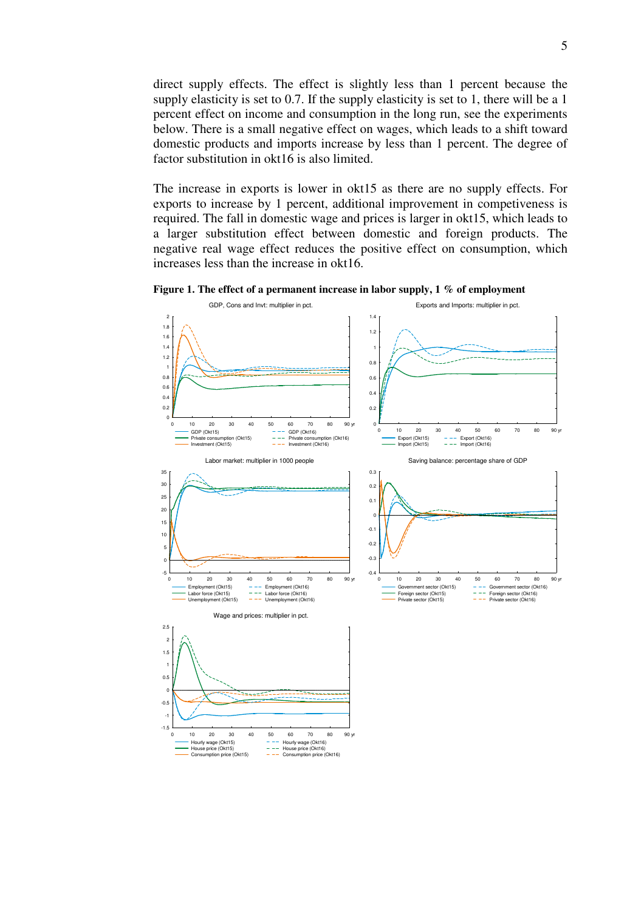direct supply effects. The effect is slightly less than 1 percent because the supply elasticity is set to 0.7. If the supply elasticity is set to 1, there will be a 1 percent effect on income and consumption in the long run, see the experiments below. There is a small negative effect on wages, which leads to a shift toward domestic products and imports increase by less than 1 percent. The degree of factor substitution in okt16 is also limited.

The increase in exports is lower in okt15 as there are no supply effects. For exports to increase by 1 percent, additional improvement in competiveness is required. The fall in domestic wage and prices is larger in okt15, which leads to a larger substitution effect between domestic and foreign products. The negative real wage effect reduces the positive effect on consumption, which increases less than the increase in okt16.

**Figure 1. The effect of a permanent increase in labor supply, 1 % of employment**

GDP, Cons and Invt: multiplier in pct.

Exports and Imports: multiplier in pct.

Labor market: multiplier in 1000 people

Saving balance: percentage share of GDP

Wage and prices: multiplier in pct.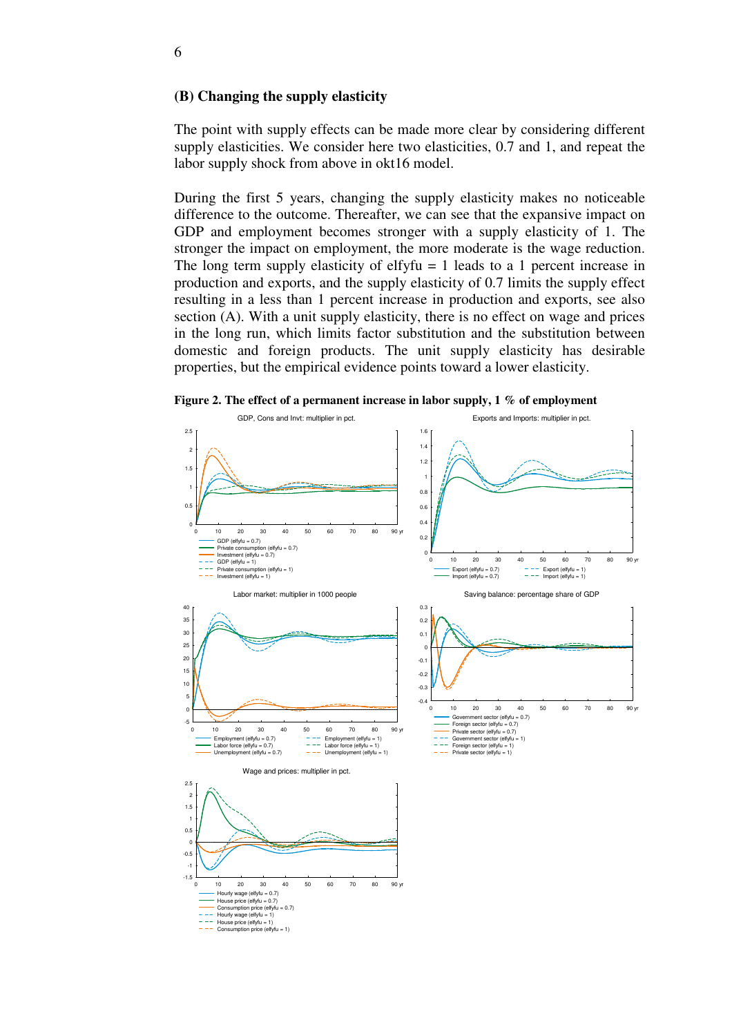### (B) Changing the supply elasticity

The point with supply effects can be made more clear by considering different supply elasticities. We consider here two elasticities, 0.7 and 1, and repeat the labor supply shock from above in okt16 model.

During the first 5 years, changing the supply elasticity makes no noticeable difference to the outcome. Thereafter, we can see that the expansive impact on GDP and employment becomes stronger with a supply elasticity of 1. The stronger the impact on employment, the more moderate is the wage reduction. The long term supply elasticity of elfyfu = 1 leads to a 1 percent increase in production and exports, and the supply elasticity of 0.7 limits the supply effect resulting in a less than 1 percent increase in production and exports, see also section (A). With a unit supply elasticity, there is no effect on wage and prices in the long run, which limits factor substitution and the substitution between domestic and foreign products. The unit supply elasticity has desirable properties, but the empirical evidence points toward a lower elasticity.

**Figure 2. The effect of a permanent increase in labor supply, 1 % of employment**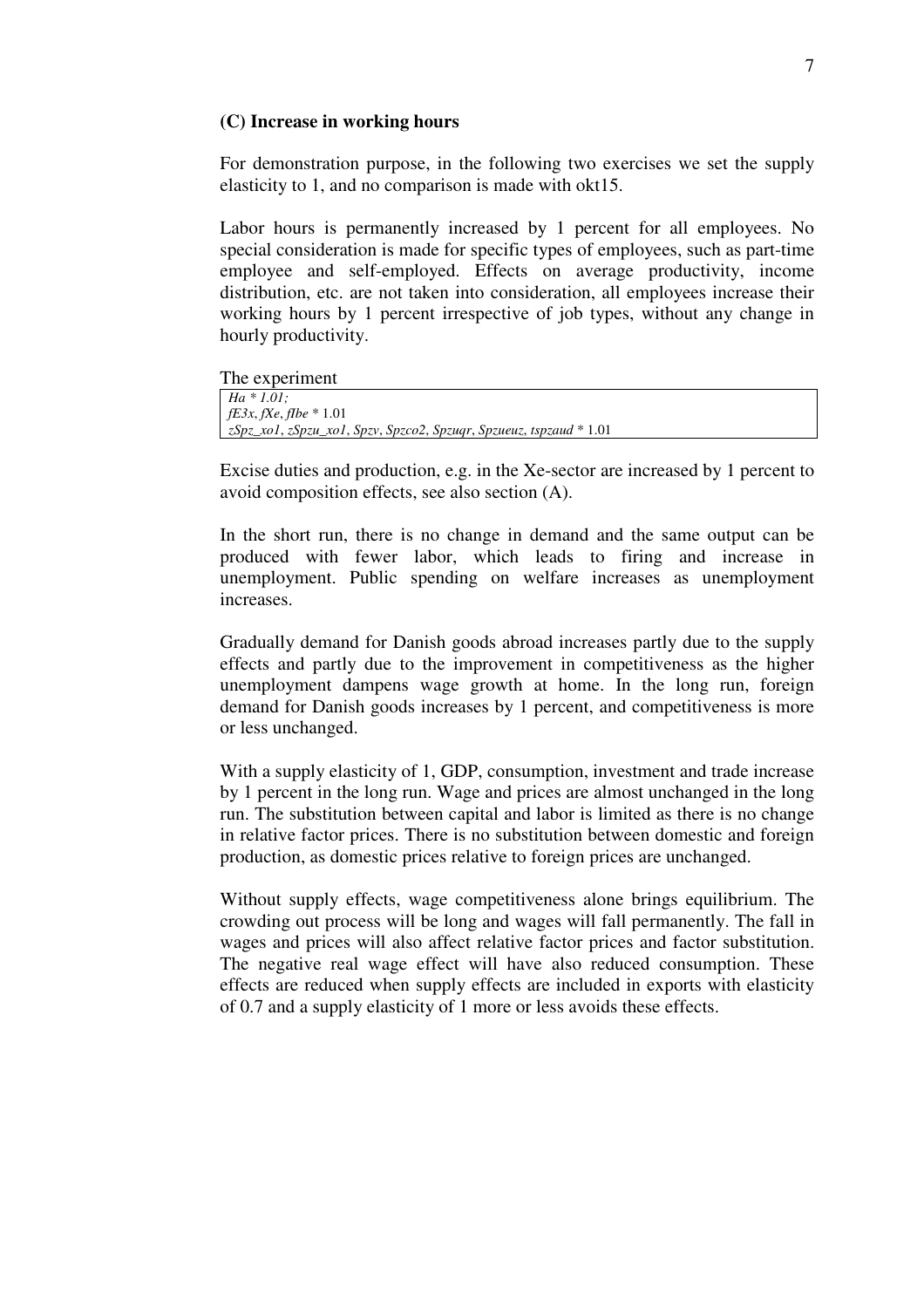**(C) Increase in working hours**

For demonstration purpose, in the following two exercises we set the supply elasticity to 1, and no comparison is made with okt15.

Labor hours is permanently increased by 1 percent for all employees. No special consideration is made for specific types of employees, such as part-time employee and self-employed. Effects on average productivity, income distribution, etc. are not taken into consideration, all employees increase their working hours by 1 percent irrespective of job types, without any change in hourly productivity.

The experiment

```
Ha * 1.01;
fE3x, fXe, fIbe * 1.01
zSpz_xo1, zSpzu_xo1, Spzv, Spzco2, Spzuqr, Spzueuz, tspzaud * 1.01
```

Excise duties and production, e.g. in the Xe-sector are increased by 1 percent to avoid composition effects, see also section (A).

In the short run, there is no change in demand and the same output can be produced with fewer labor, which leads to firing and increase in unemployment. Public spending on welfare increases as unemployment increases.

Gradually demand for Danish goods abroad increases partly due to the supply effects and partly due to the improvement in competitiveness as the higher unemployment dampens wage growth at home. In the long run, foreign demand for Danish goods increases by 1 percent, and competitiveness is more or less unchanged.

With a supply elasticity of 1, GDP, consumption, investment and trade increase by 1 percent in the long run. Wage and prices are almost unchanged in the long run. The substitution between capital and labor is limited as there is no change in relative factor prices. There is no substitution between domestic and foreign production, as domestic prices relative to foreign prices are unchanged.

Without supply effects, wage competitiveness alone brings equilibrium. The crowding out process will be long and wages will fall permanently. The fall in wages and prices will also affect relative factor prices and factor substitution. The negative real wage effect will have also reduced consumption. These effects are reduced when supply effects are included in exports with elasticity of 0.7 and a supply elasticity of 1 more or less avoids these effects.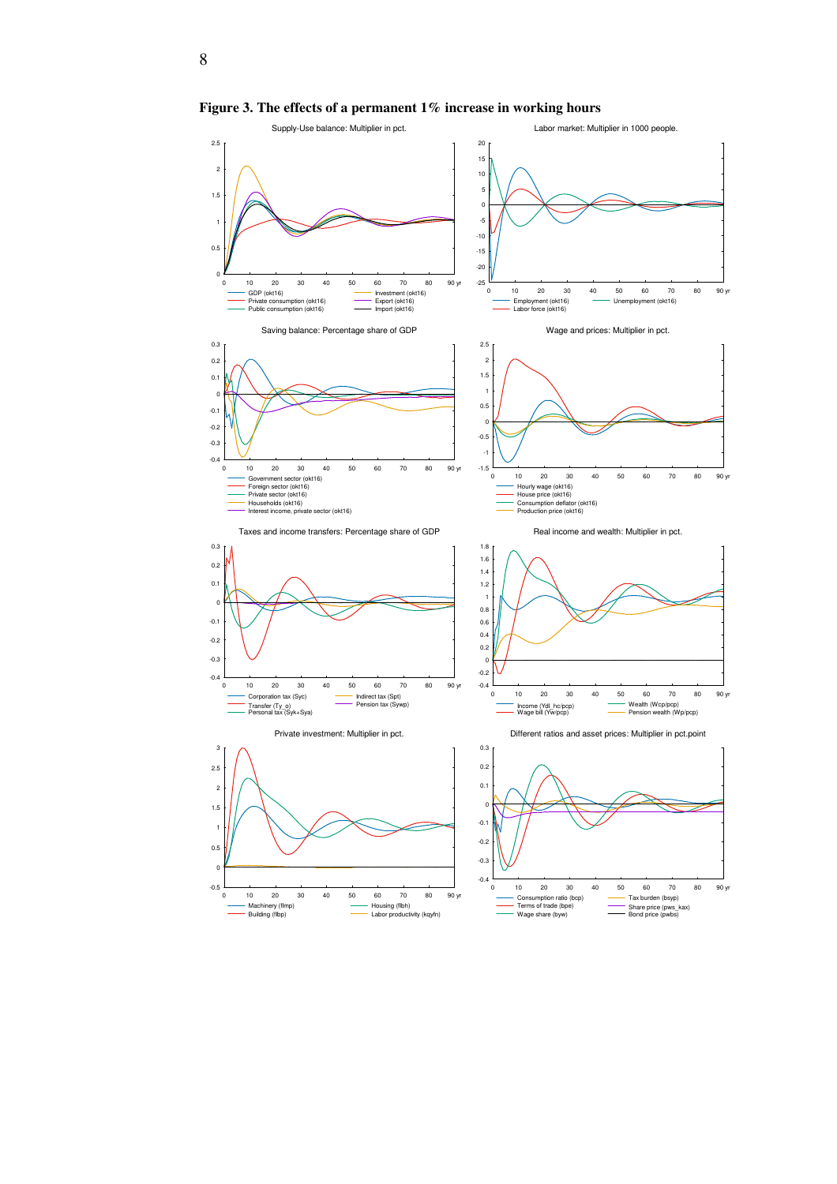**Figure 3. The effects of a permanent 1% increase in working hours**

Supply-Use balance: Multiplier in pct.

GDP (okt16), Investment (okt16), Private consumption (okt16), Export (okt16), Public consumption (okt16), Import (okt16)

Labor market: Multiplier in 1000 people.

Employment (okt16), Unemployment (okt16), Labor force (okt16)

Saving balance: Percentage share of GDP

Government sector (okt16), Foreign sector (okt16), Private sector (okt16), Households (okt16), Interest income, private sector (okt16)

Wage and prices: Multiplier in pct.

Hourly wage (okt16), House price (okt16), Consumption deflator (okt16), Production price (okt16)

Taxes and income transfers: Percentage share of GDP

Corporation tax (Syc), Indirect tax (Spt), Transfer (Ty_o), Pension tax (Sywp), Personal tax (Syk+Sya)

Real income and wealth: Multiplier in pct.

Income (Ydl_hc/pcp), Wealth (Wcp/pcp), Wage bill (Yw/pcp), Pension wealth (Wp/pcp)

Private investment: Multiplier in pct.

Machinery (fImp), Housing (fIbh), Building (fIbp), Labor productivity (kqyfn)

Different ratios and asset prices: Multiplier in pct.point

Consumption ratio (bcp), Tax burden (bsyp), Terms of trade (bpe), Share price (pws_kax), Wage share (byw), Bond price (pwbs)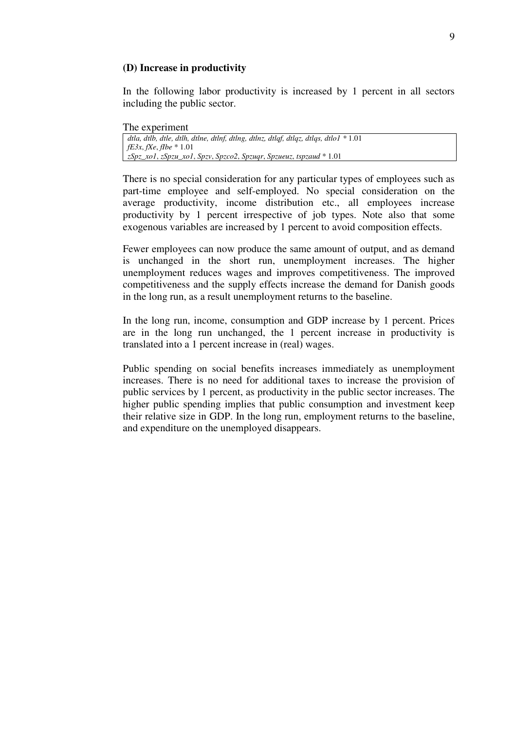**(D) Increase in productivity**

In the following labor productivity is increased by 1 percent in all sectors including the public sector.

The experiment

| *dtla, dtlb, dtle, dtlh, dtlne, dtlnf, dtlng, dtlnz, dtlqf, dtlqz, dtlqs, dtlo1* * 1.01 |
|---|
| *fE3x*, *fXe*, *fIbe* * 1.01 |
| *zSpz_xo1*, *zSpzu_xo1*, *Spzv*, *Spzco2*, *Spzuqr*, *Spzueuz*, *tspzaud* * 1.01 |

There is no special consideration for any particular types of employees such as part-time employee and self-employed. No special consideration on the average productivity, income distribution etc., all employees increase productivity by 1 percent irrespective of job types. Note also that some exogenous variables are increased by 1 percent to avoid composition effects.

Fewer employees can now produce the same amount of output, and as demand is unchanged in the short run, unemployment increases. The higher unemployment reduces wages and improves competitiveness. The improved competitiveness and the supply effects increase the demand for Danish goods in the long run, as a result unemployment returns to the baseline.

In the long run, income, consumption and GDP increase by 1 percent. Prices are in the long run unchanged, the 1 percent increase in productivity is translated into a 1 percent increase in (real) wages.

Public spending on social benefits increases immediately as unemployment increases. There is no need for additional taxes to increase the provision of public services by 1 percent, as productivity in the public sector increases. The higher public spending implies that public consumption and investment keep their relative size in GDP. In the long run, employment returns to the baseline, and expenditure on the unemployed disappears.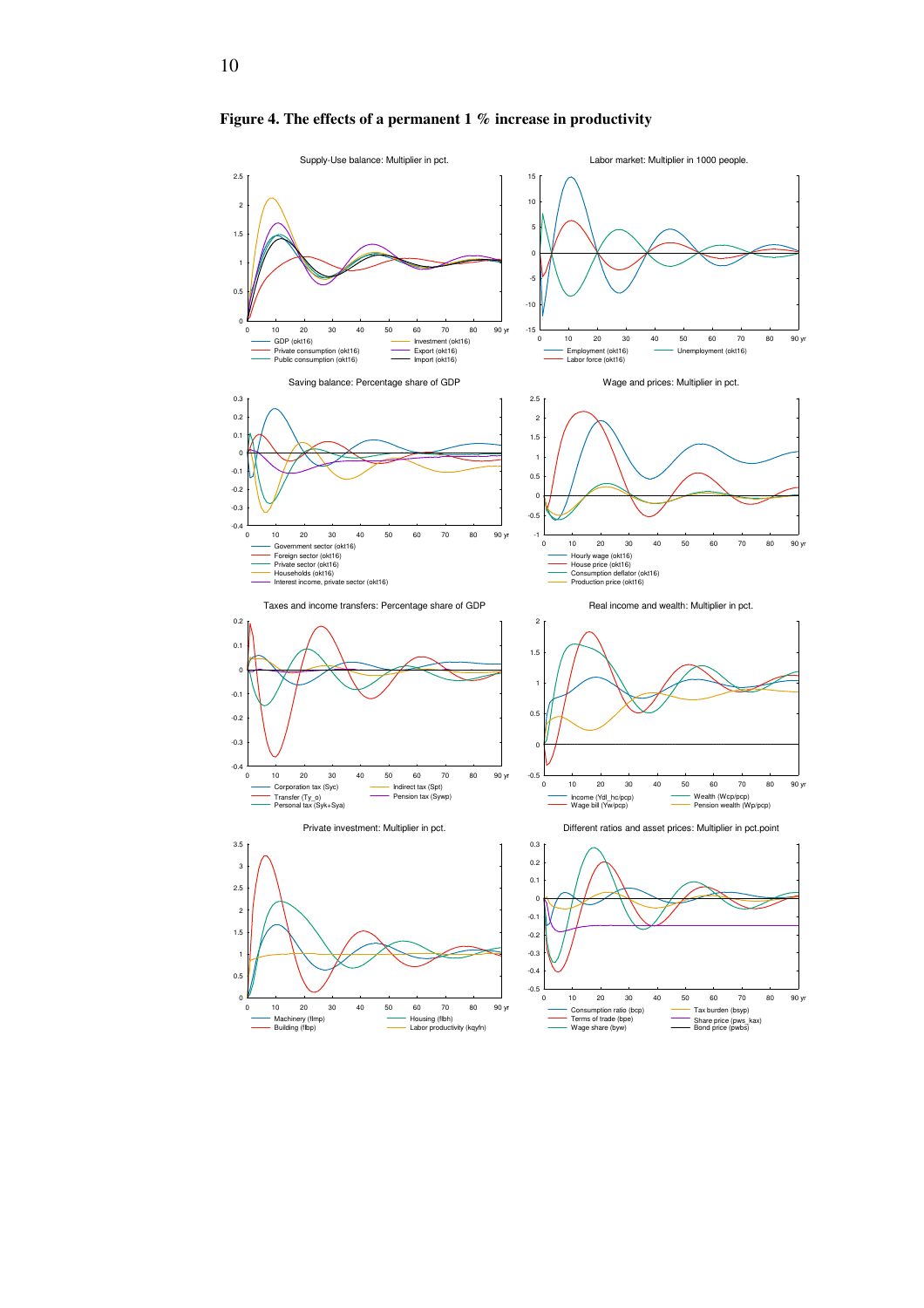# Figure 4. The effects of a permanent 1 % increase in productivity

Supply-Use balance: Multiplier in pct.

- GDP (okt16)
- Private consumption (okt16)
- Public consumption (okt16)
- Investment (okt16)
- Export (okt16)
- Import (okt16)

Labor market: Multiplier in 1000 people.

- Employment (okt16)
- Labor force (okt16)
- Unemployment (okt16)

Saving balance: Percentage share of GDP

- Government sector (okt16)
- Foreign sector (okt16)
- Private sector (okt16)
- Households (okt16)
- Interest income, private sector (okt16)

Wage and prices: Multiplier in pct.

- Hourly wage (okt16)
- House price (okt16)
- Consumption deflator (okt16)
- Production price (okt16)

Taxes and income transfers: Percentage share of GDP

- Corporation tax (Syc)
- Transfer (Ty_o)
- Personal tax (Syk+Sya)
- Indirect tax (Spt)
- Pension tax (Sywp)

Real income and wealth: Multiplier in pct.

- Income (Ydl_hc/pcp)
- Wage bill (Yw/pcp)
- Wealth (Wcp/pcp)
- Pension wealth (Wp/pcp)

Private investment: Multiplier in pct.

- Machinery (fImp)
- Building (fIbp)
- Housing (fIbh)
- Labor productivity (kqyfn)

Different ratios and asset prices: Multiplier in pct.point

- Consumption ratio (bcp)
- Terms of trade (bpe)
- Wage share (byw)
- Tax burden (bsyp)
- Share price (pws_kax)
- Bond price (pwbs)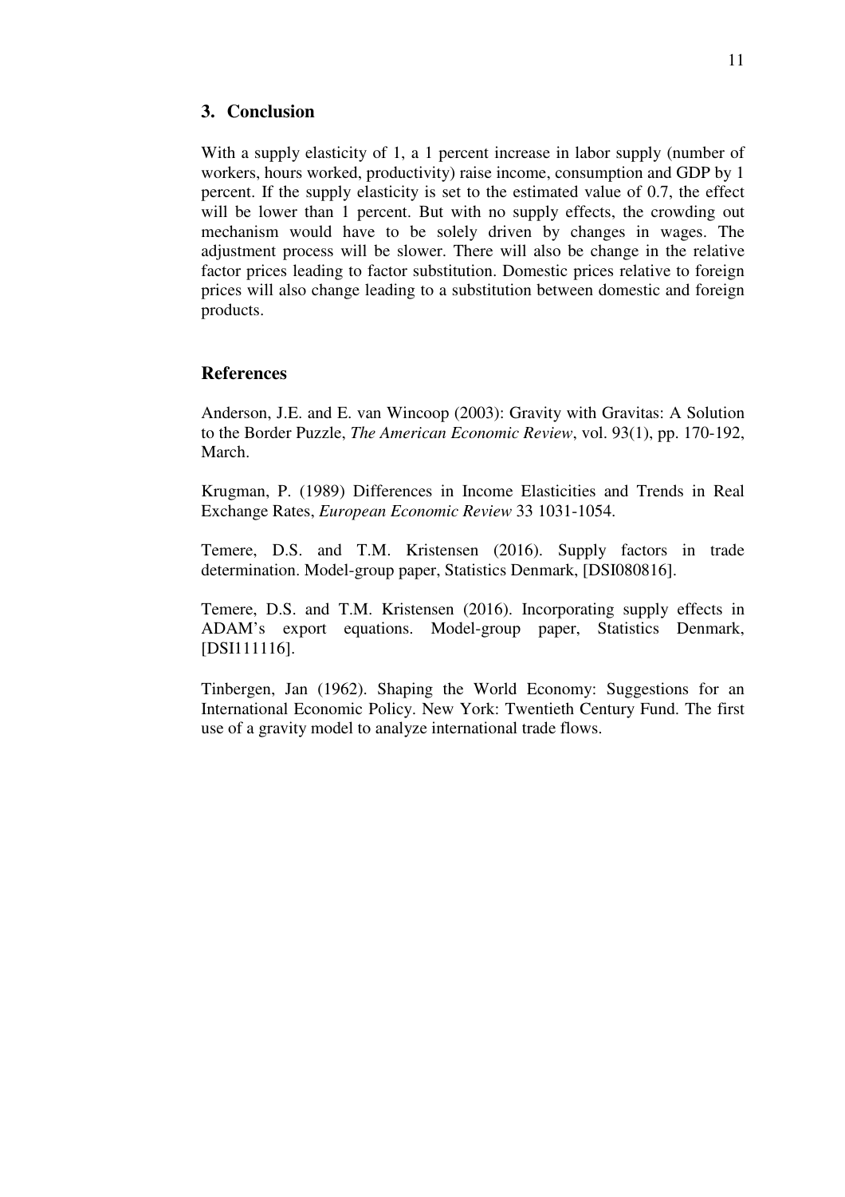## 3. Conclusion

With a supply elasticity of 1, a 1 percent increase in labor supply (number of workers, hours worked, productivity) raise income, consumption and GDP by 1 percent. If the supply elasticity is set to the estimated value of 0.7, the effect will be lower than 1 percent. But with no supply effects, the crowding out mechanism would have to be solely driven by changes in wages. The adjustment process will be slower. There will also be change in the relative factor prices leading to factor substitution. Domestic prices relative to foreign prices will also change leading to a substitution between domestic and foreign products.

## References

Anderson, J.E. and E. van Wincoop (2003): Gravity with Gravitas: A Solution to the Border Puzzle, *The American Economic Review*, vol. 93(1), pp. 170-192, March.

Krugman, P. (1989) Differences in Income Elasticities and Trends in Real Exchange Rates, *European Economic Review* 33 1031-1054.

Temere, D.S. and T.M. Kristensen (2016). Supply factors in trade determination. Model-group paper, Statistics Denmark, [DSI080816].

Temere, D.S. and T.M. Kristensen (2016). Incorporating supply effects in ADAM's export equations. Model-group paper, Statistics Denmark, [DSI111116].

Tinbergen, Jan (1962). Shaping the World Economy: Suggestions for an International Economic Policy. New York: Twentieth Century Fund. The first use of a gravity model to analyze international trade flows.